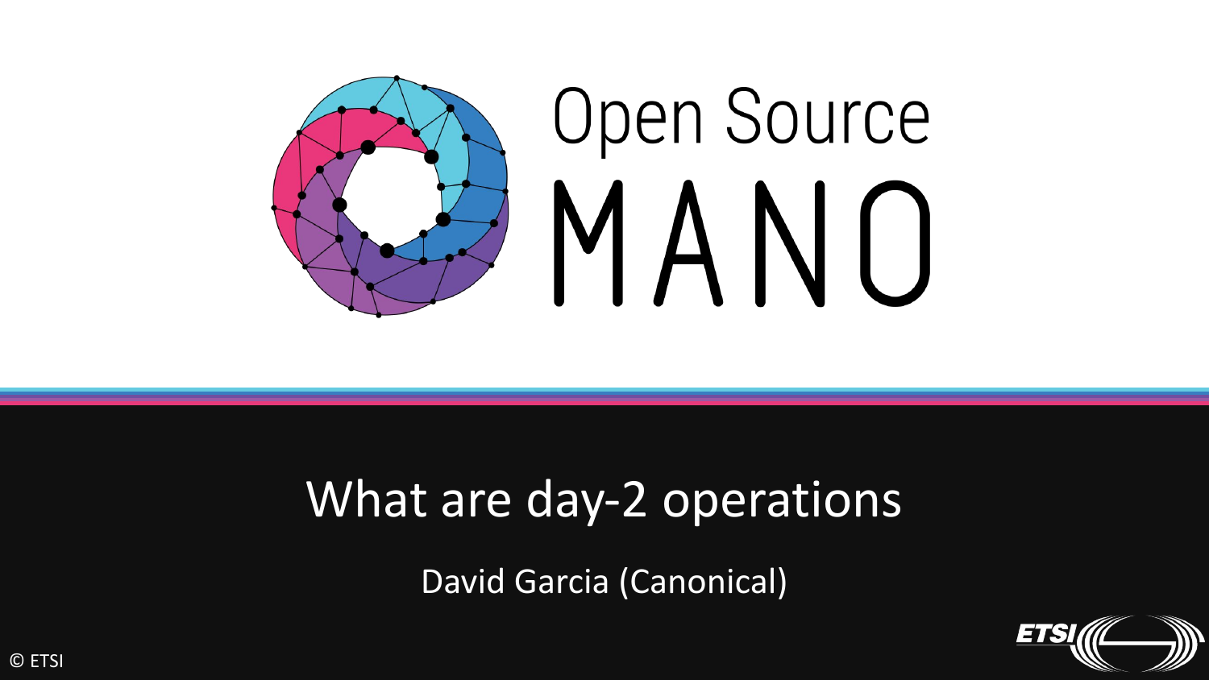# Open Source MANO

## What are day-2 operations

David Garcia (Canonical)

© ETSI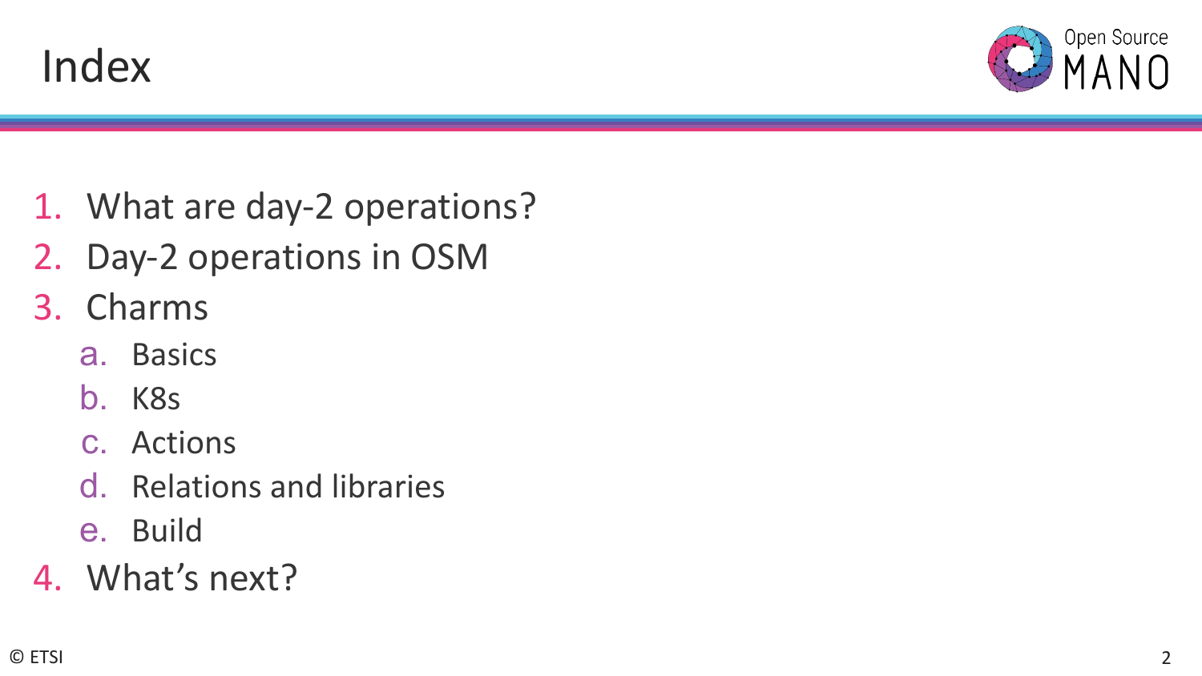# Index

1. What are day-2 operations?
2. Day-2 operations in OSM
3. Charms
   a. Basics
   b. K8s
   c. Actions
   d. Relations and libraries
   e. Build
4. What's next?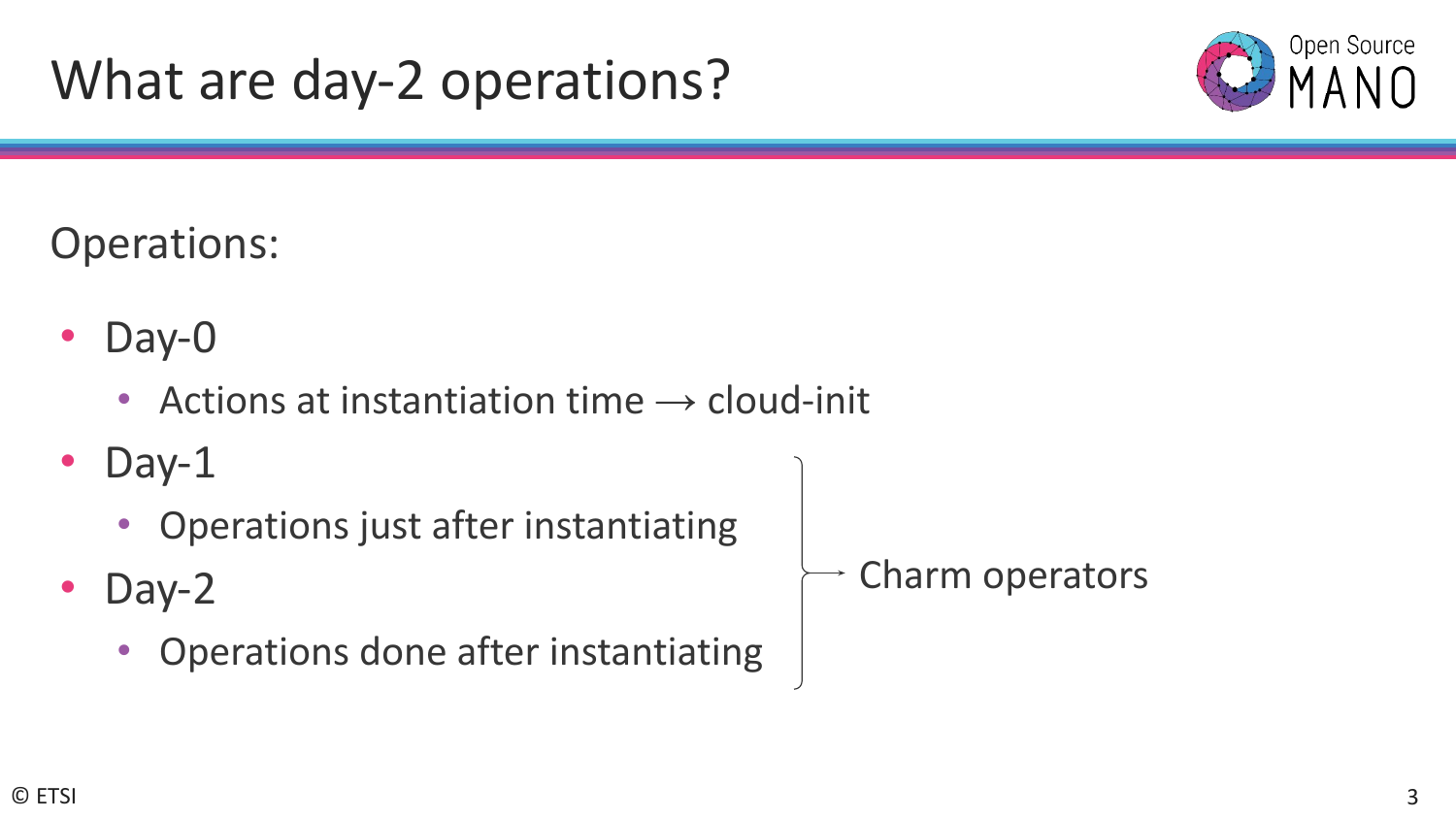# What are day-2 operations?

Operations:

- Day-0
  - Actions at instantiation time → cloud-init
- Day-1
  - Operations just after instantiating
- Day-2
  - Operations done after instantiating

Day-1 and Day-2 → Charm operators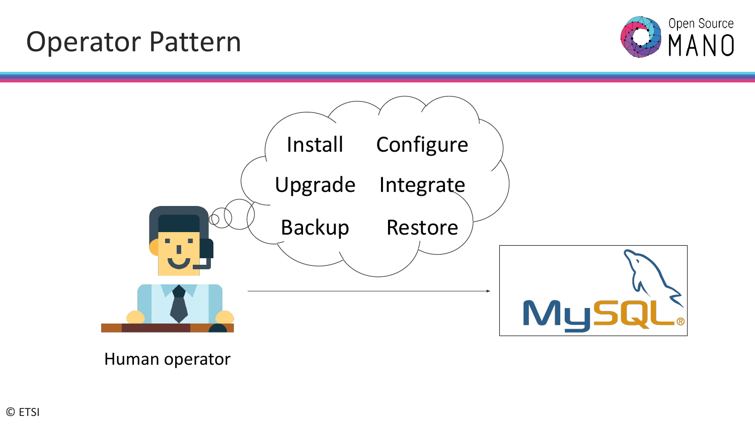# Operator Pattern

Install

Configure

Upgrade

Integrate

Backup

Restore

Human operator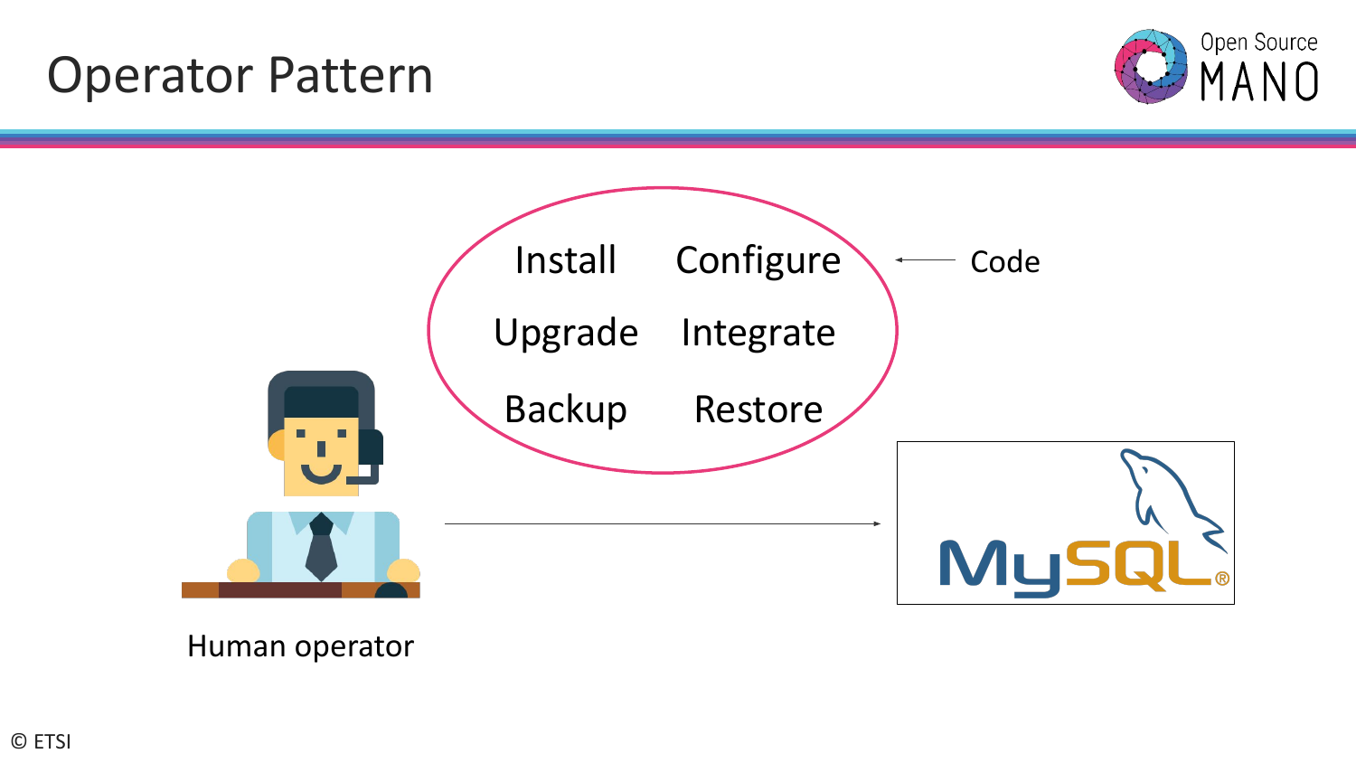# Operator Pattern

Install Configure

Upgrade Integrate

Backup Restore

Code

Human operator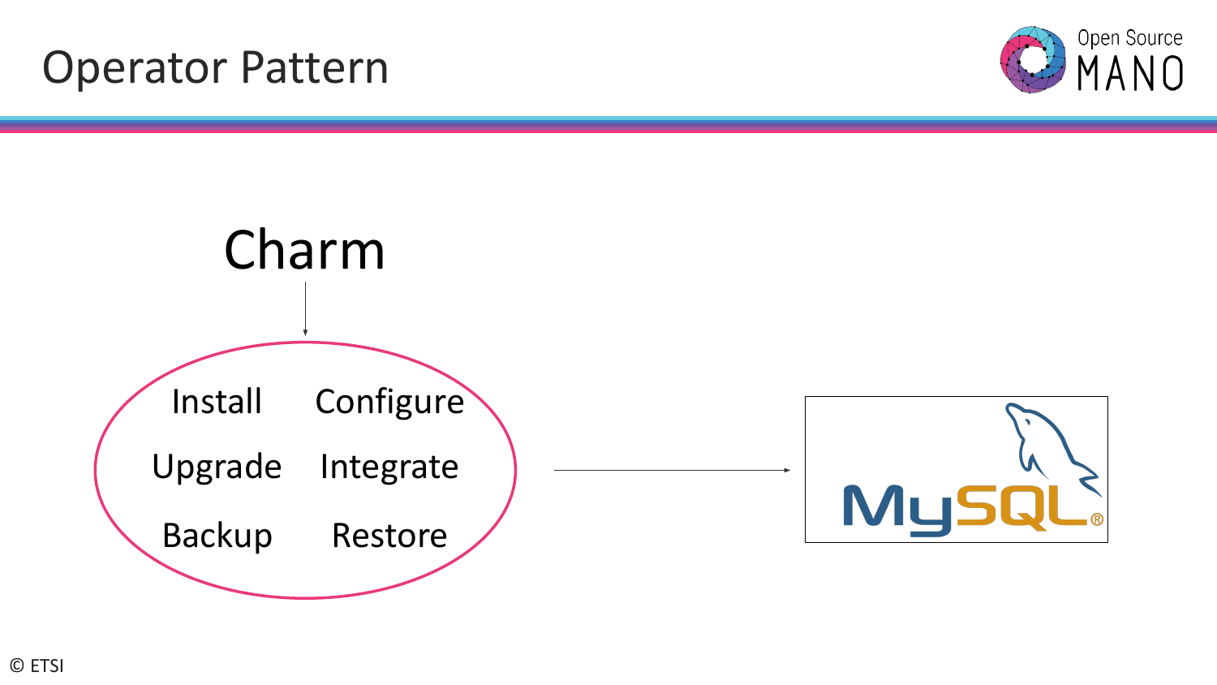# Operator Pattern

Charm

Install
Configure
Upgrade
Integrate
Backup
Restore

MySQL®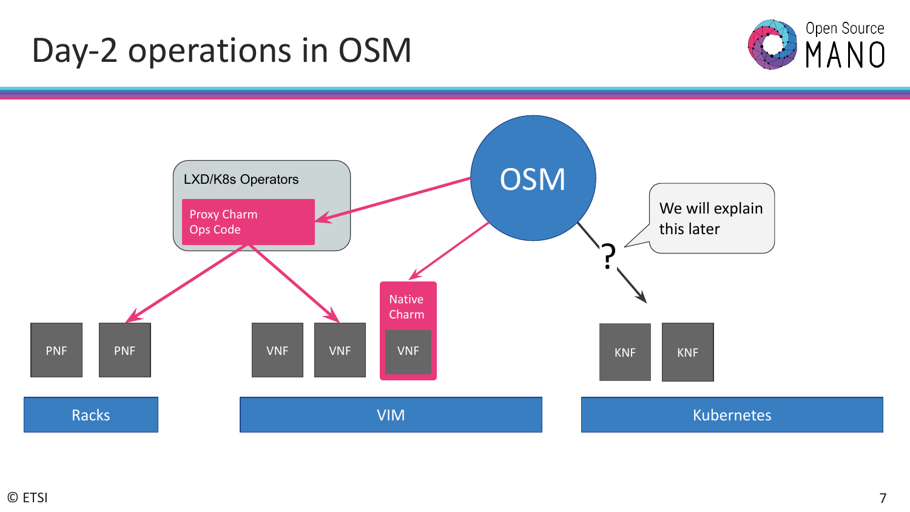# Day-2 operations in OSM

OSM

LXD/K8s Operators

Proxy Charm
Ops Code

Native Charm

We will explain this later

?

PNF | PNF

VNF | VNF | VNF

KNF | KNF

Racks

VIM

Kubernetes

© ETSI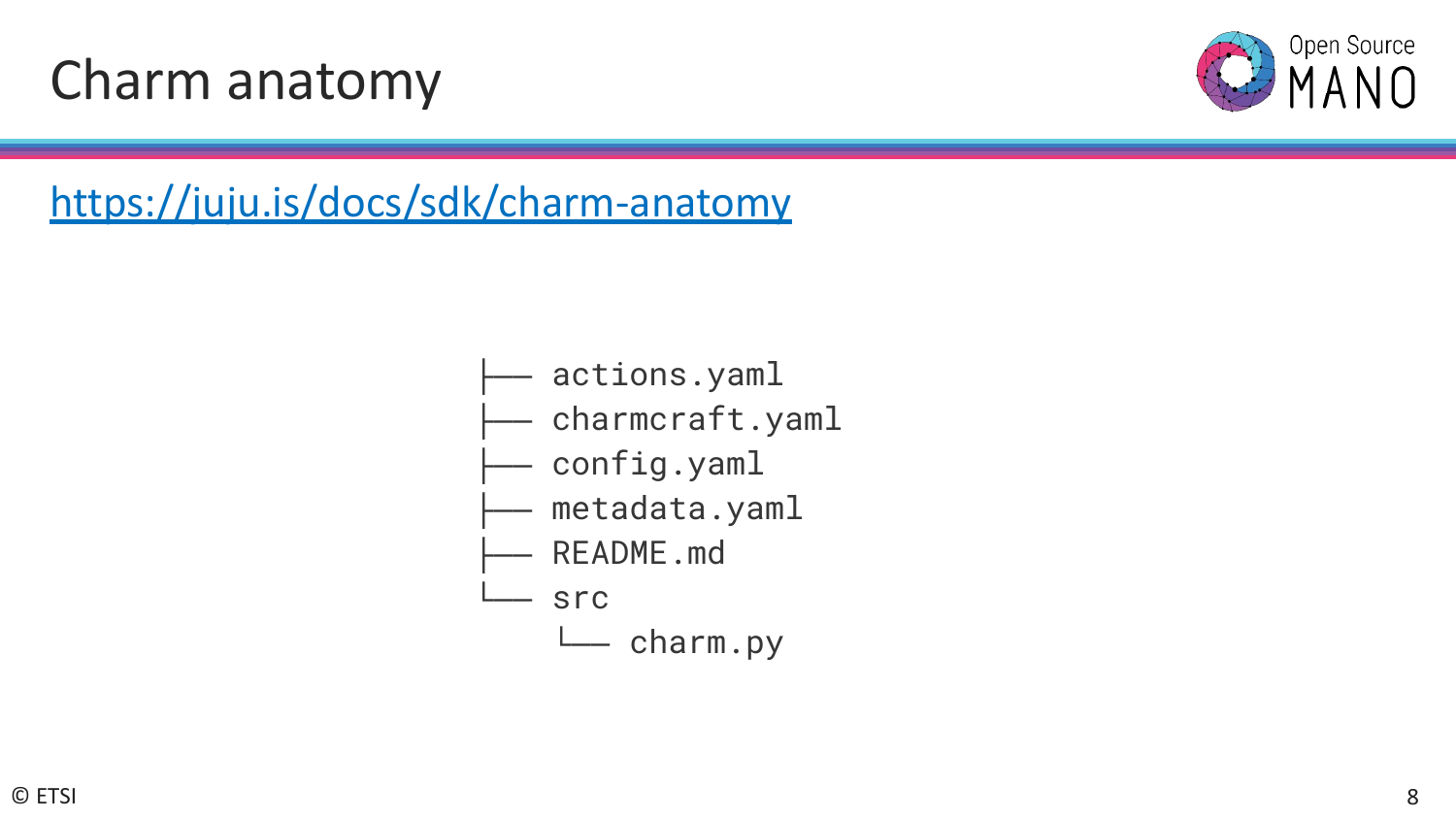# Charm anatomy

https://juju.is/docs/sdk/charm-anatomy

```
├── actions.yaml
├── charmcraft.yaml
├── config.yaml
├── metadata.yaml
├── README.md
└── src
    └── charm.py
```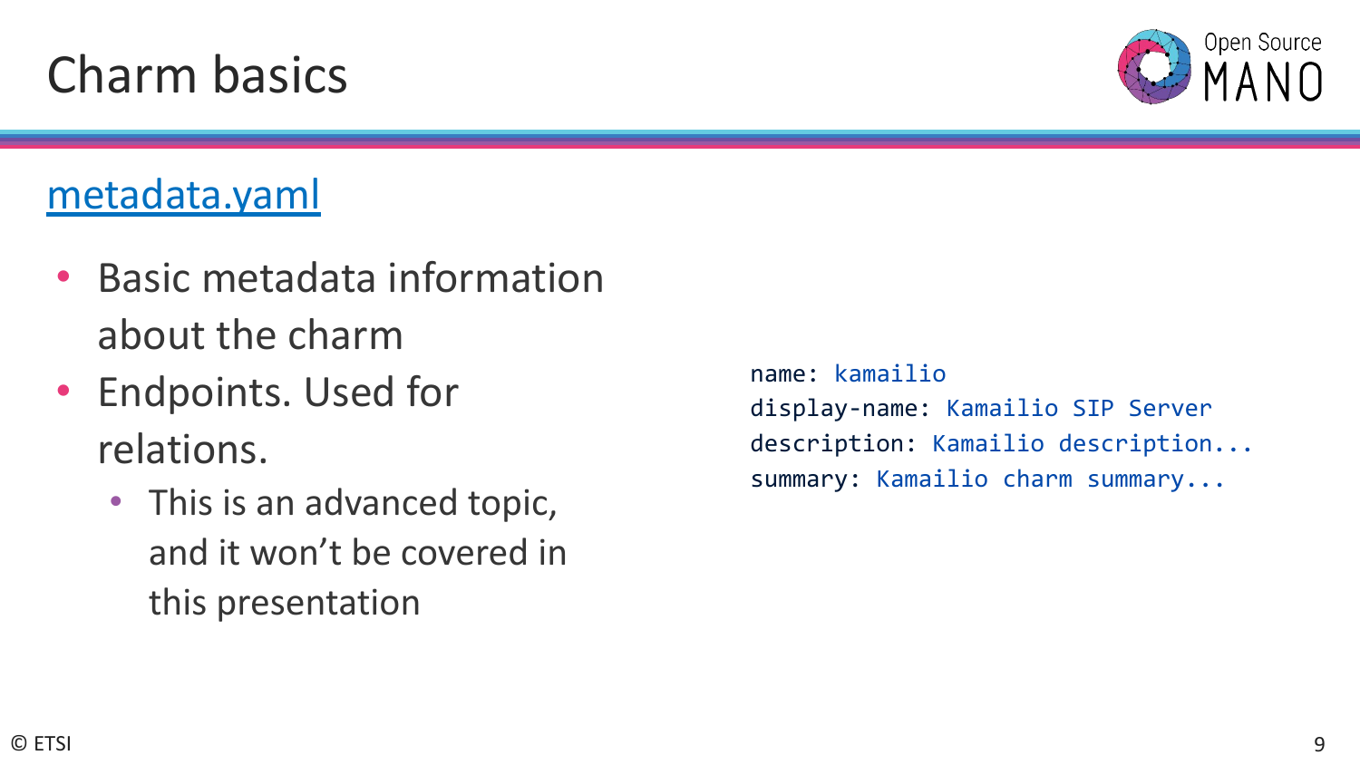# Charm basics

## metadata.yaml

- Basic metadata information about the charm
- Endpoints. Used for relations.
  - This is an advanced topic, and it won't be covered in this presentation

```yaml
name: kamailio
display-name: Kamailio SIP Server
description: Kamailio description...
summary: Kamailio charm summary...
```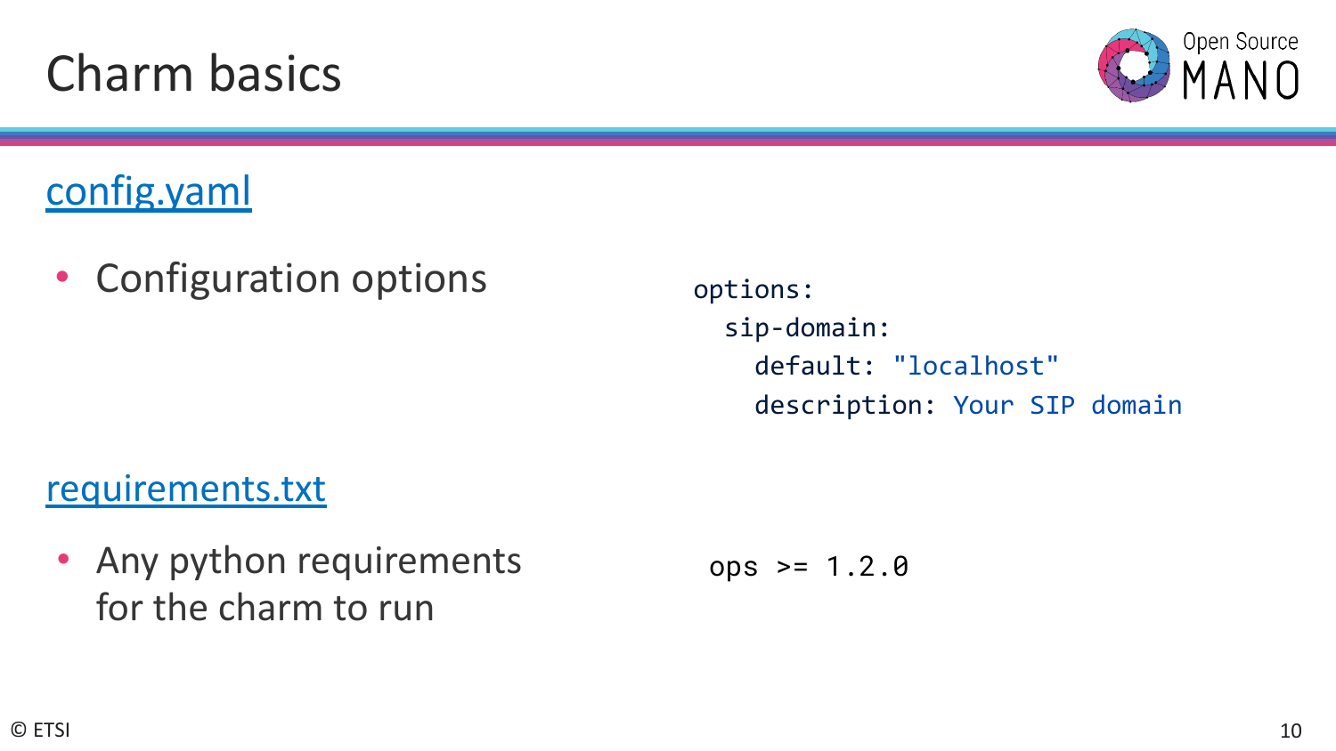# Charm basics

## config.yaml

- Configuration options

```yaml
options:
  sip-domain:
    default: "localhost"
    description: Your SIP domain
```

## requirements.txt

- Any python requirements for the charm to run

```
ops >= 1.2.0
```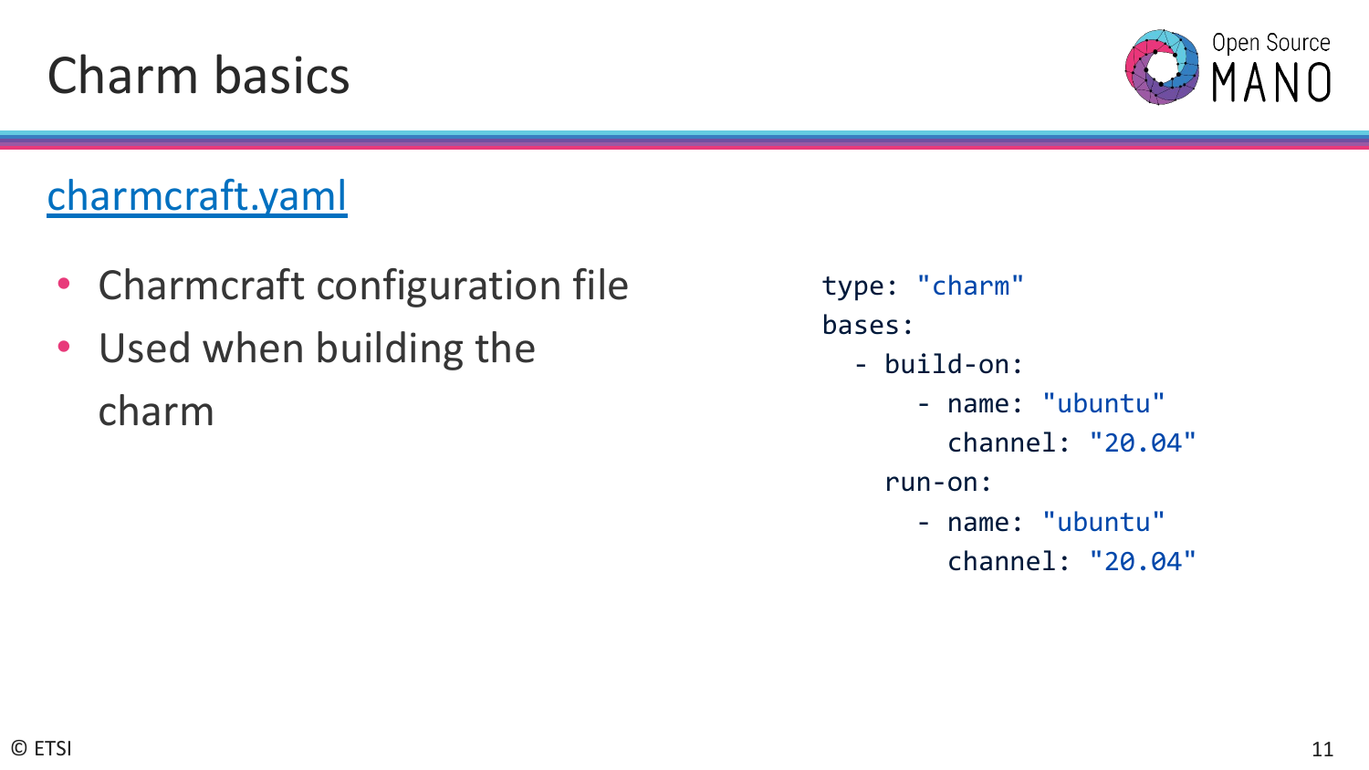# Charm basics

## charmcraft.yaml

- Charmcraft configuration file
- Used when building the charm

```yaml
type: "charm"
bases:
  - build-on:
      - name: "ubuntu"
        channel: "20.04"
    run-on:
      - name: "ubuntu"
        channel: "20.04"
```

© ETSI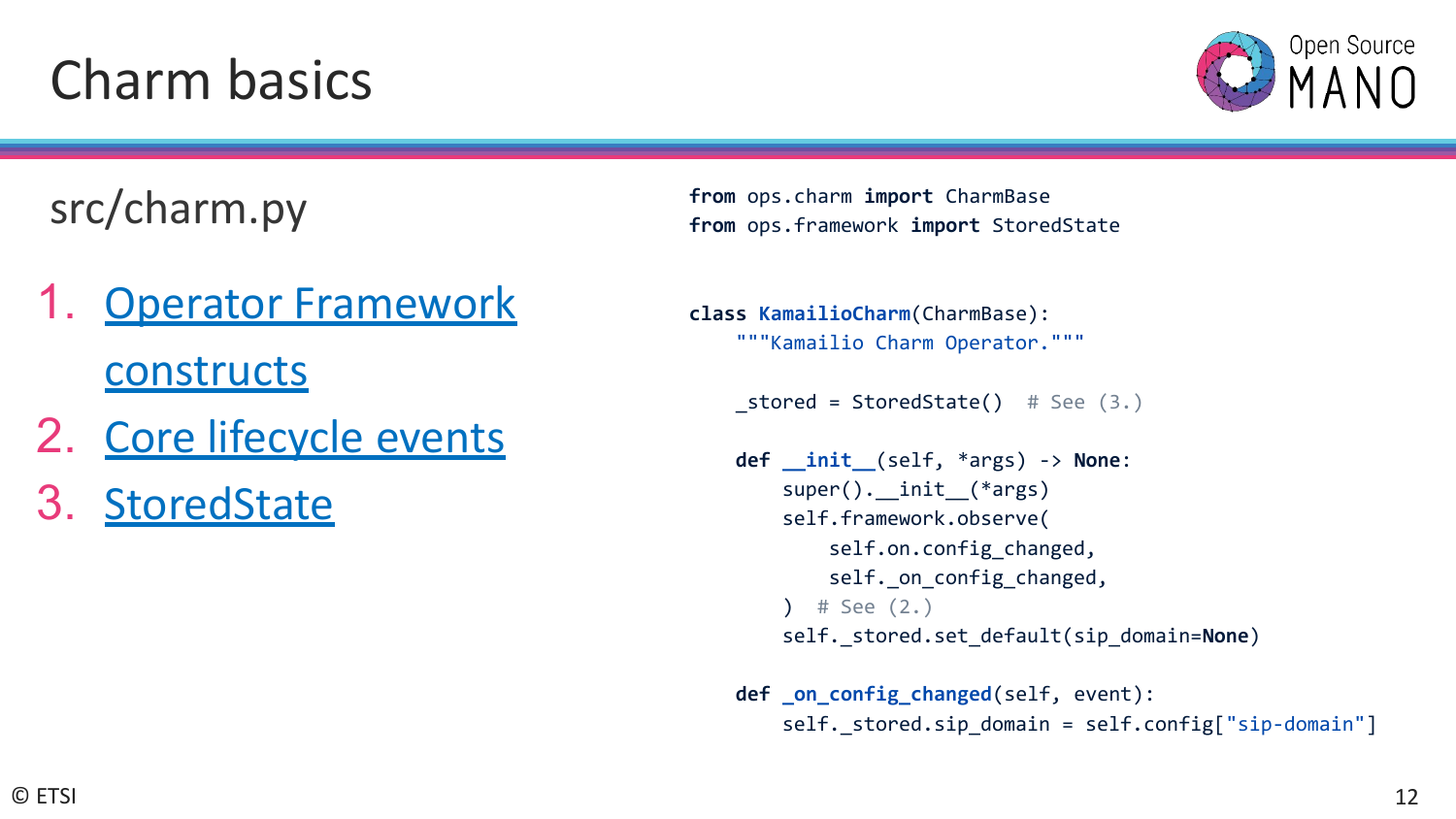# Charm basics

src/charm.py

1. Operator Framework constructs
2. Core lifecycle events
3. StoredState

```python
from ops.charm import CharmBase
from ops.framework import StoredState


class KamailioCharm(CharmBase):
    """Kamailio Charm Operator."""

    _stored = StoredState()  # See (3.)

    def __init__(self, *args) -> None:
        super().__init__(*args)
        self.framework.observe(
            self.on.config_changed,
            self._on_config_changed,
        )  # See (2.)
        self._stored.set_default(sip_domain=None)

    def _on_config_changed(self, event):
        self._stored.sip_domain = self.config["sip-domain"]
```

© ETSI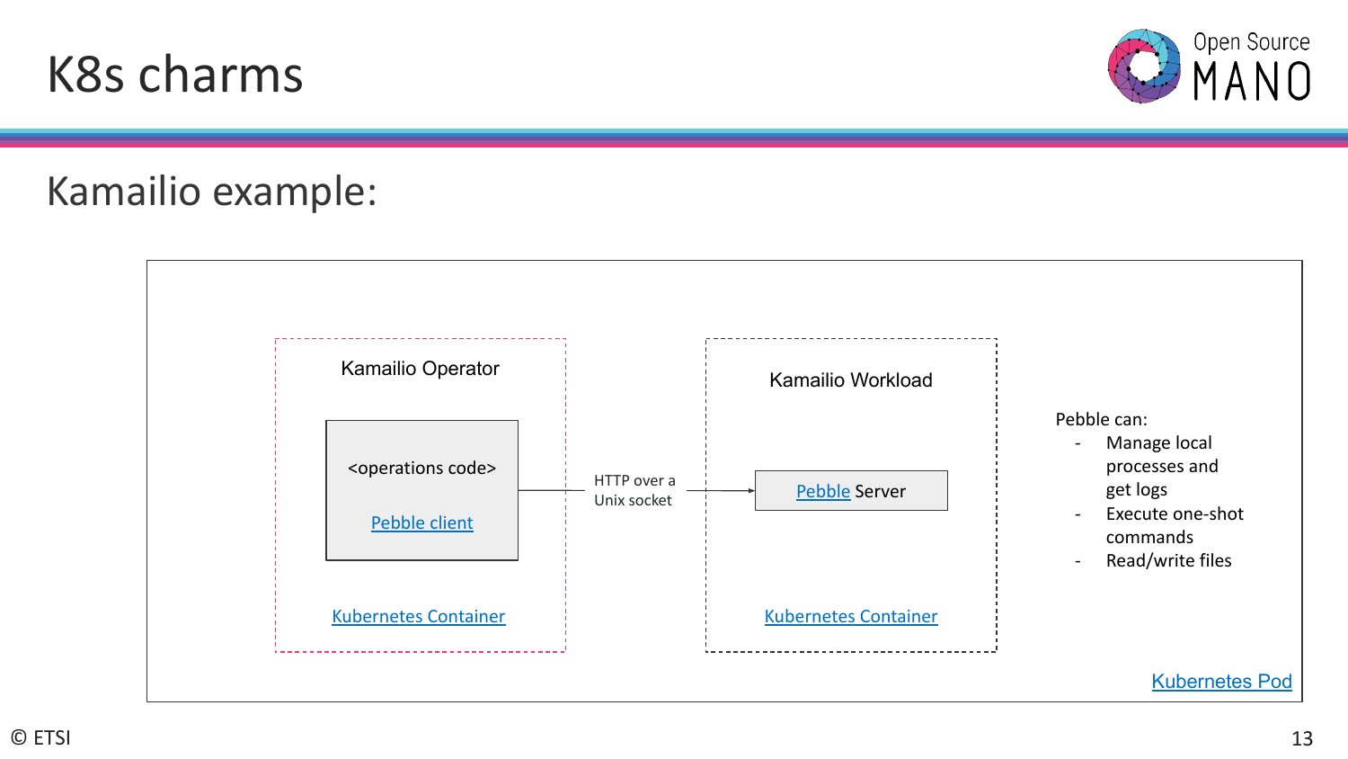# K8s charms

## Kamailio example:

Kamailio Operator

<operations code>

Pebble client

Kubernetes Container

HTTP over a Unix socket

Kamailio Workload

Pebble Server

Kubernetes Container

Pebble can:

- Manage local processes and get logs
- Execute one-shot commands
- Read/write files

Kubernetes Pod

© ETSI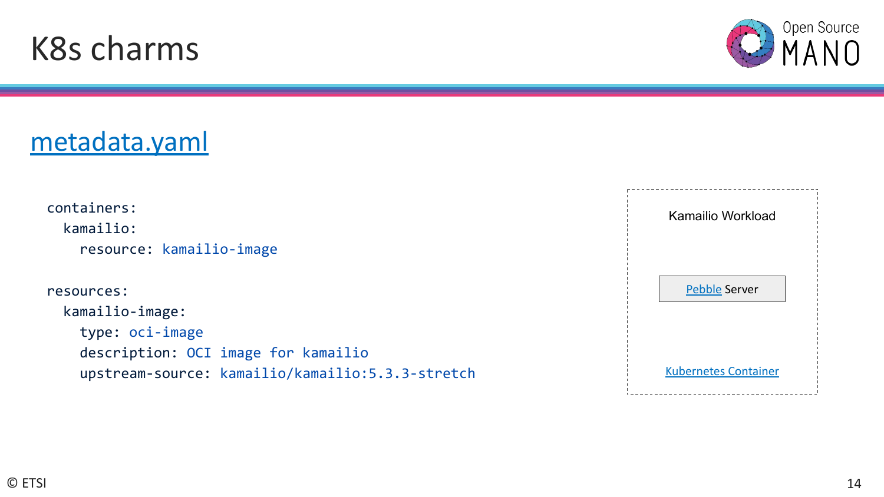# K8s charms

## metadata.yaml

```yaml
containers:
  kamailio:
    resource: kamailio-image

resources:
  kamailio-image:
    type: oci-image
    description: OCI image for kamailio
    upstream-source: kamailio/kamailio:5.3.3-stretch
```

Kamailio Workload

Pebble Server

Kubernetes Container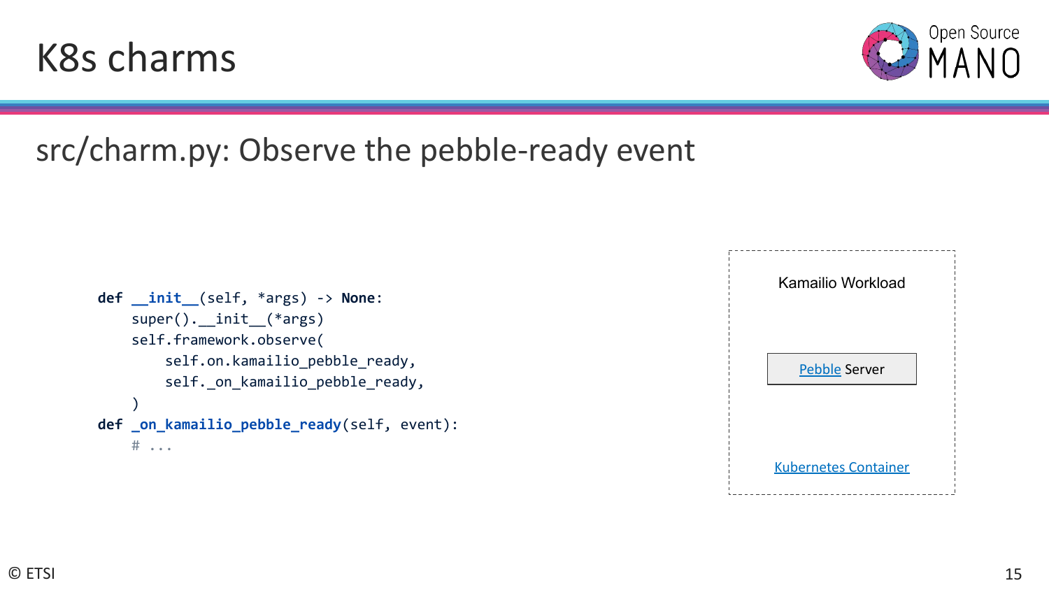# K8s charms

## src/charm.py: Observe the pebble-ready event

```python
def __init__(self, *args) -> None:
    super().__init__(*args)
    self.framework.observe(
        self.on.kamailio_pebble_ready,
        self._on_kamailio_pebble_ready,
    )
def _on_kamailio_pebble_ready(self, event):
    # ...
```

Kamailio Workload

Pebble Server

Kubernetes Container

© ETSI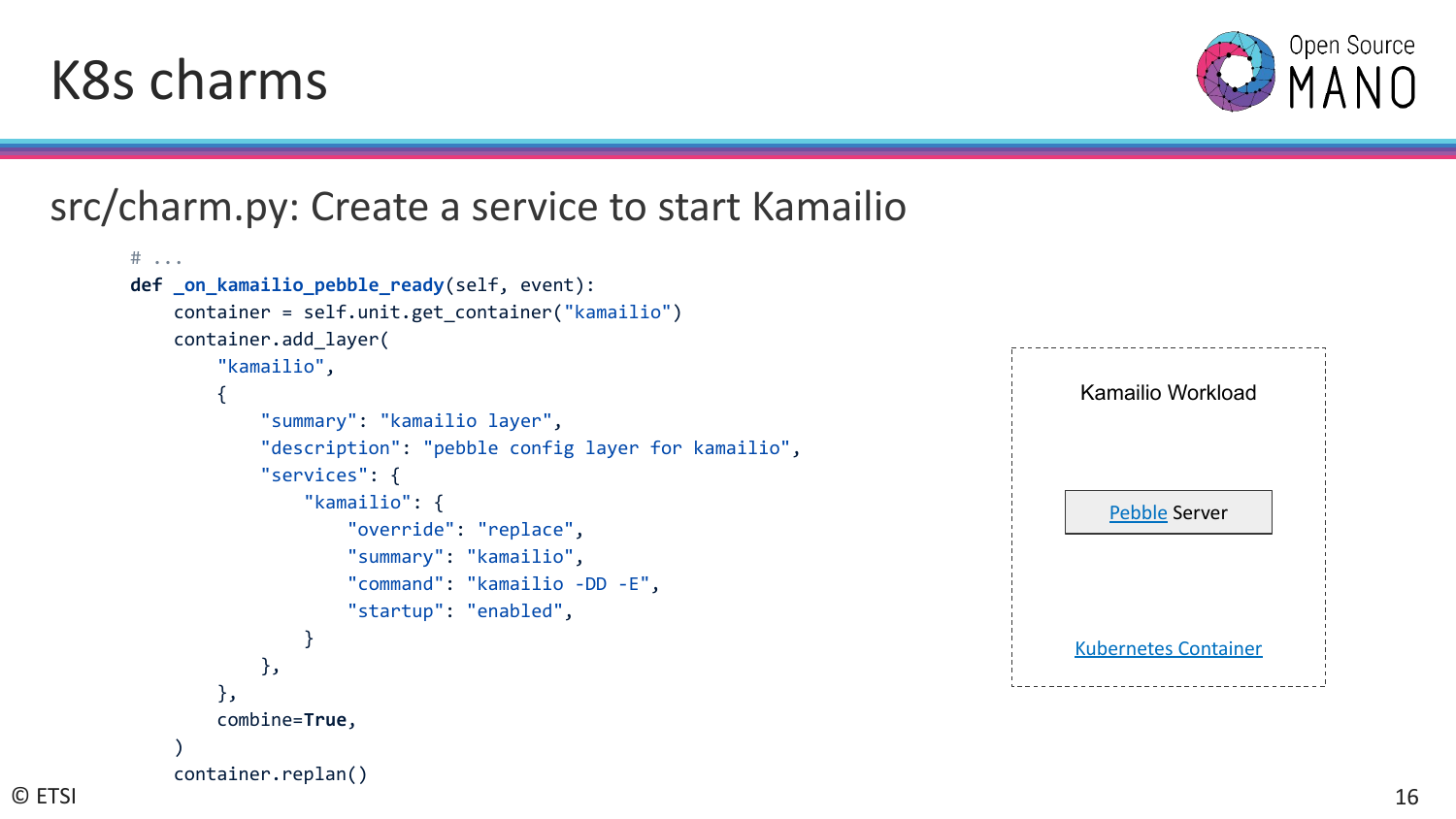# K8s charms

## src/charm.py: Create a service to start Kamailio

```python
# ...
def _on_kamailio_pebble_ready(self, event):
    container = self.unit.get_container("kamailio")
    container.add_layer(
        "kamailio",
        {
            "summary": "kamailio layer",
            "description": "pebble config layer for kamailio",
            "services": {
                "kamailio": {
                    "override": "replace",
                    "summary": "kamailio",
                    "command": "kamailio -DD -E",
                    "startup": "enabled",
                }
            },
        },
        combine=True,
    )
    container.replan()
```

Kamailio Workload

[Pebble](#) Server

[Kubernetes Container](#)

© ETSI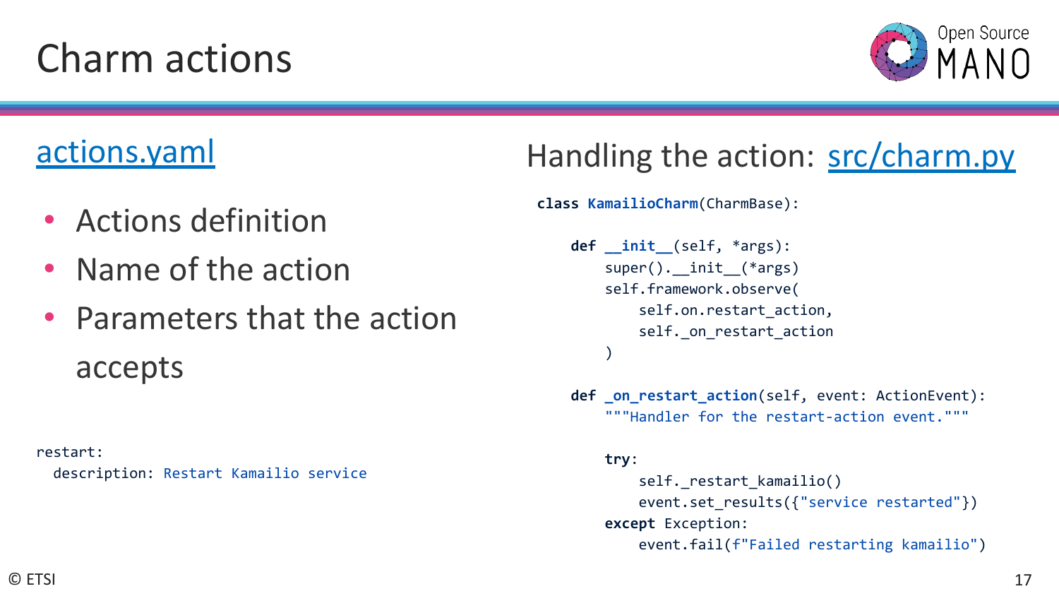# Charm actions

## actions.yaml

- Actions definition
- Name of the action
- Parameters that the action accepts

```yaml
restart:
  description: Restart Kamailio service
```

## Handling the action: src/charm.py

```python
class KamailioCharm(CharmBase):

    def __init__(self, *args):
        super().__init__(*args)
        self.framework.observe(
            self.on.restart_action,
            self._on_restart_action
        )

    def _on_restart_action(self, event: ActionEvent):
        """Handler for the restart-action event."""

        try:
            self._restart_kamailio()
            event.set_results({"service restarted"})
        except Exception:
            event.fail(f"Failed restarting kamailio")
```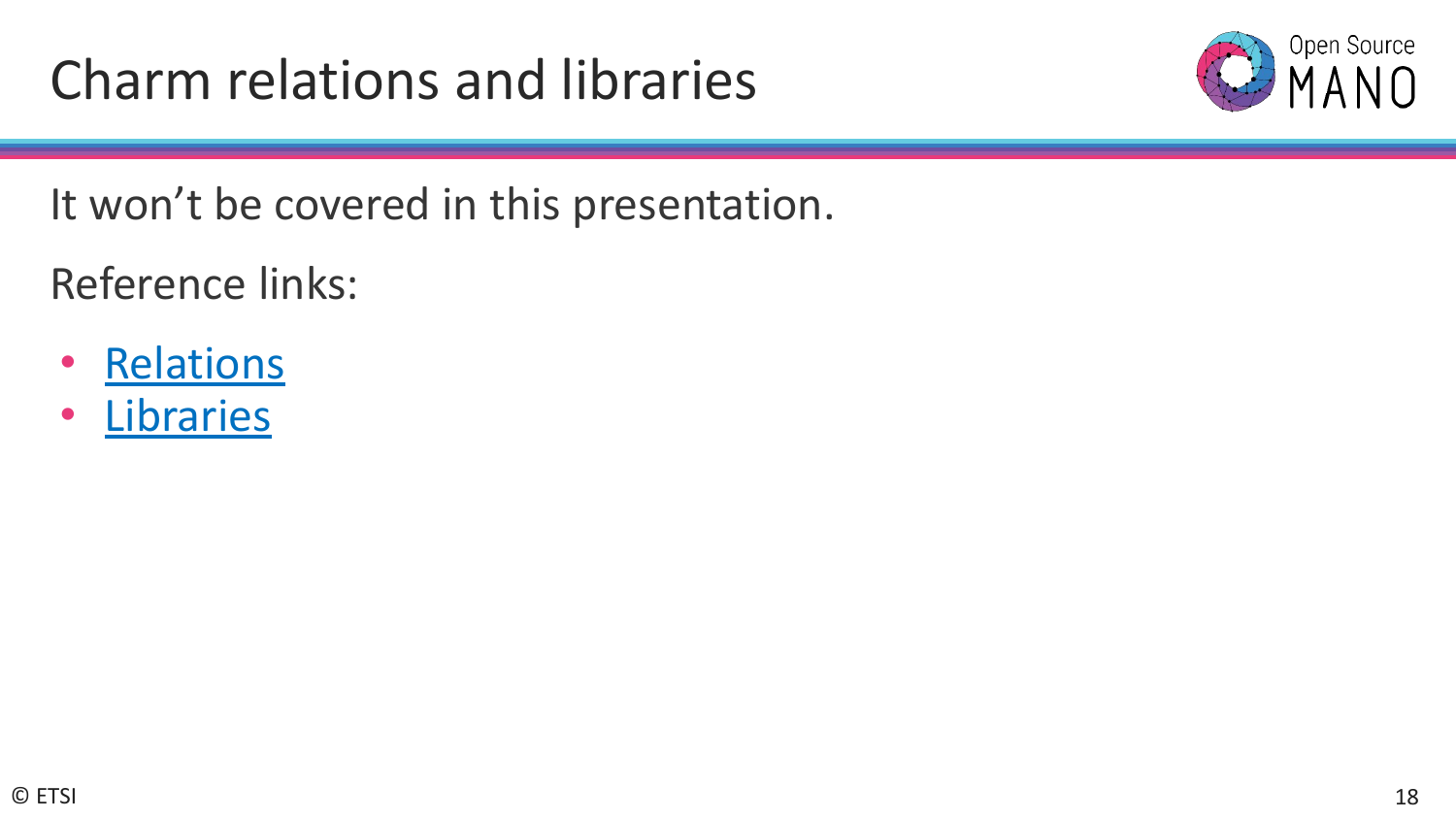# Charm relations and libraries

It won't be covered in this presentation.

Reference links:

- Relations
- Libraries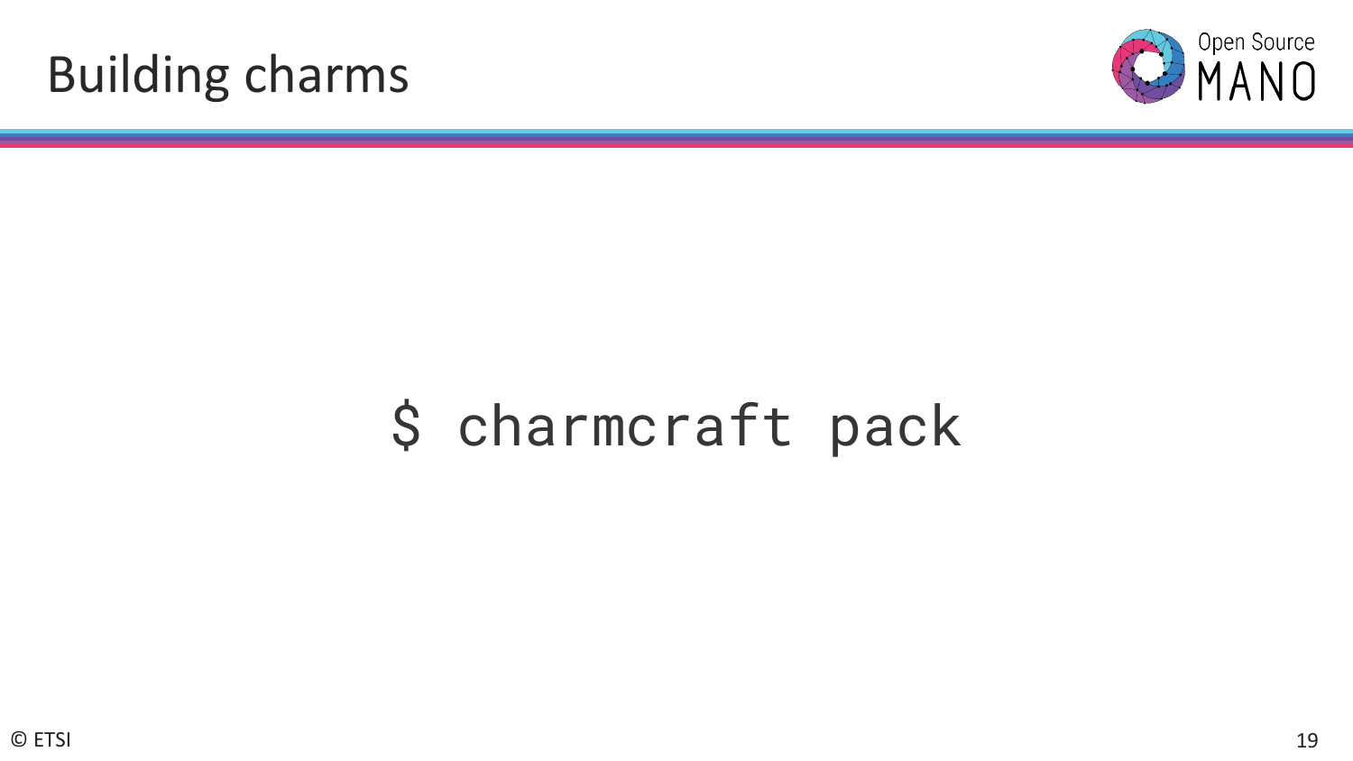# Building charms

```
$ charmcraft pack
```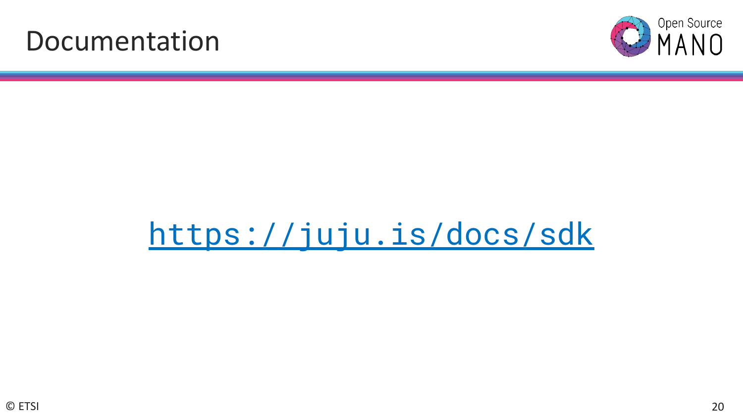# Documentation

https://juju.is/docs/sdk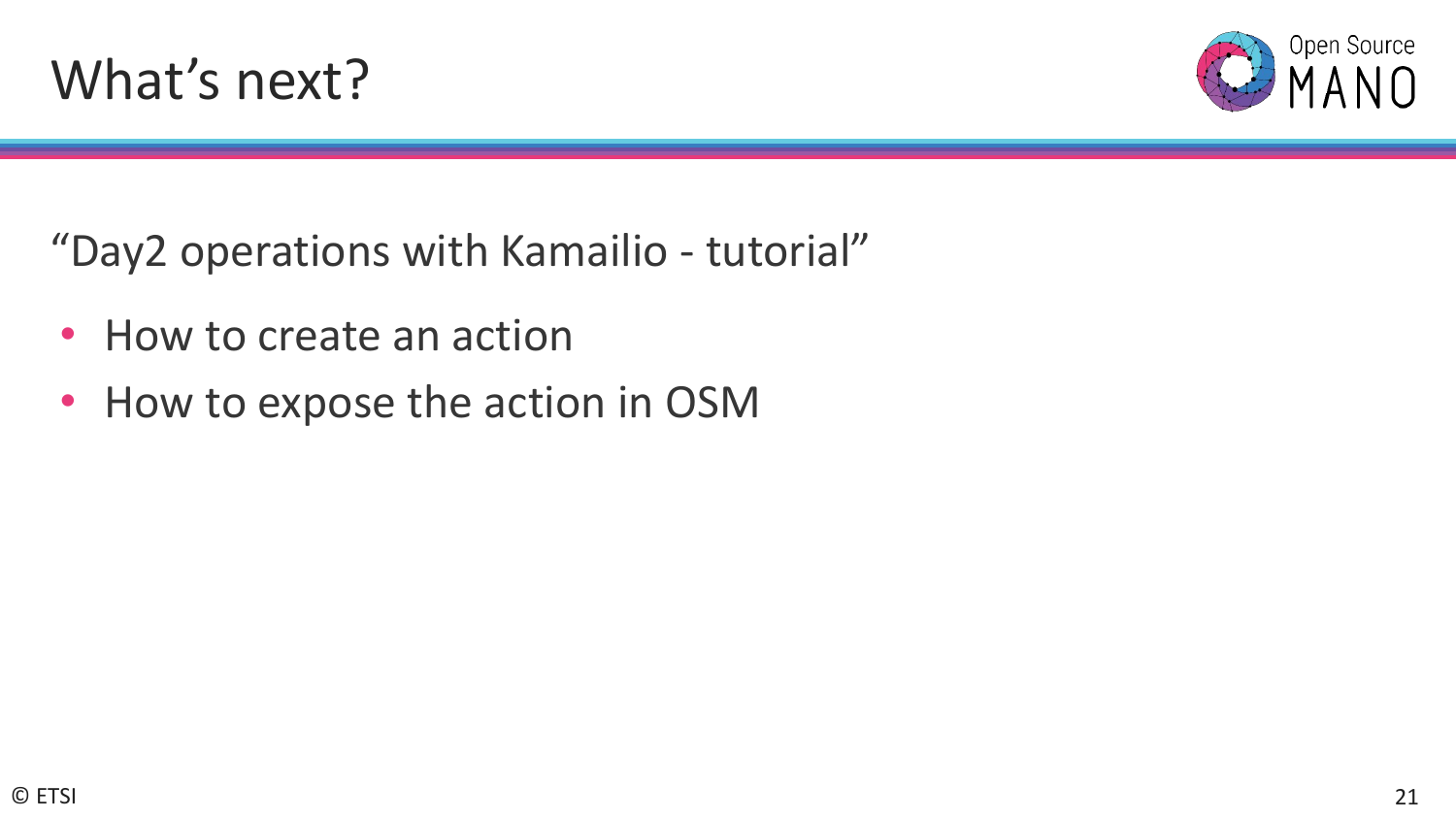# What's next?

"Day2 operations with Kamailio - tutorial"

- How to create an action
- How to expose the action in OSM